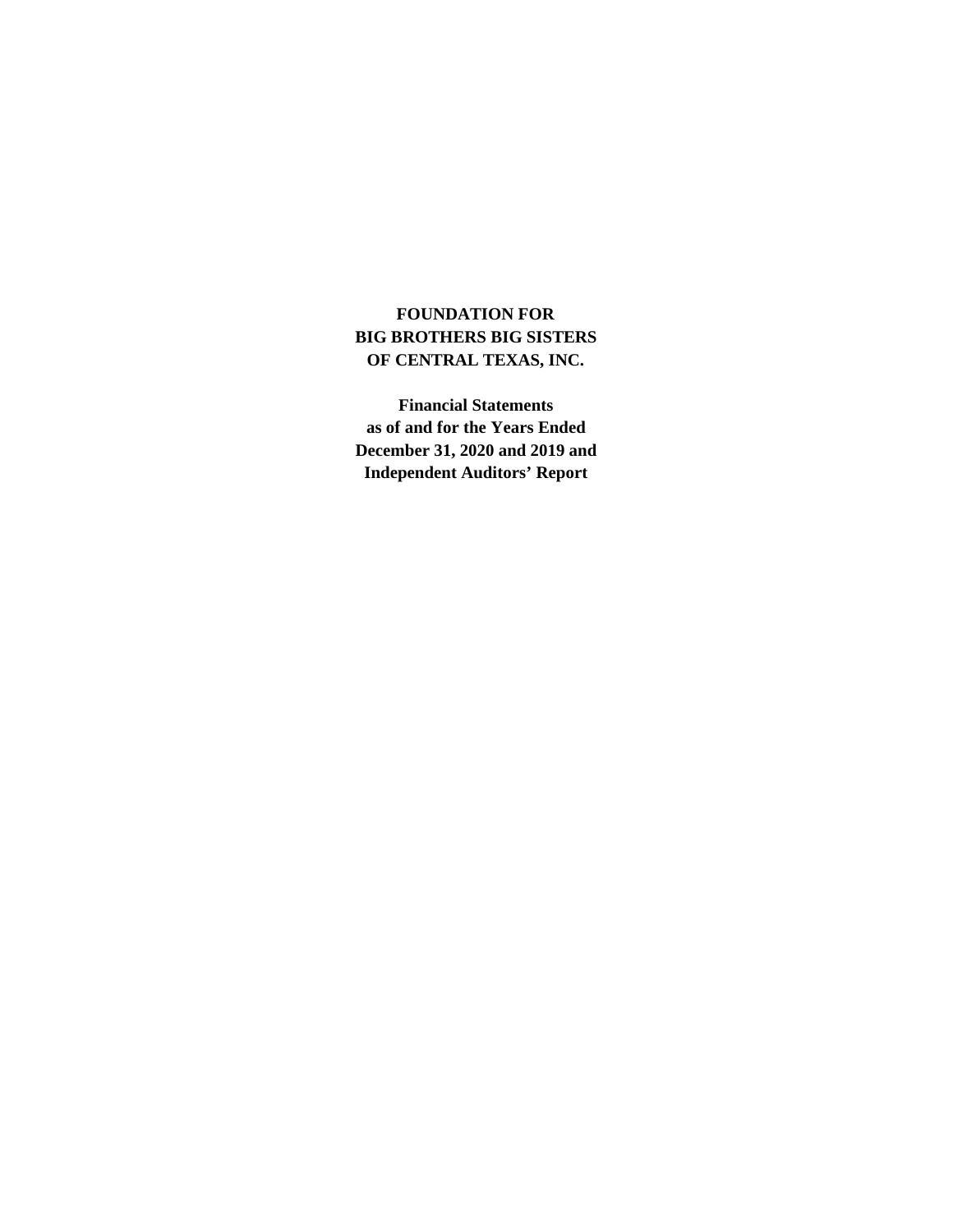**FOUNDATION FOR**
**BIG BROTHERS BIG SISTERS**
**OF CENTRAL TEXAS, INC.**

**Financial Statements**
**as of and for the Years Ended**
**December 31, 2020 and 2019 and**
**Independent Auditors' Report**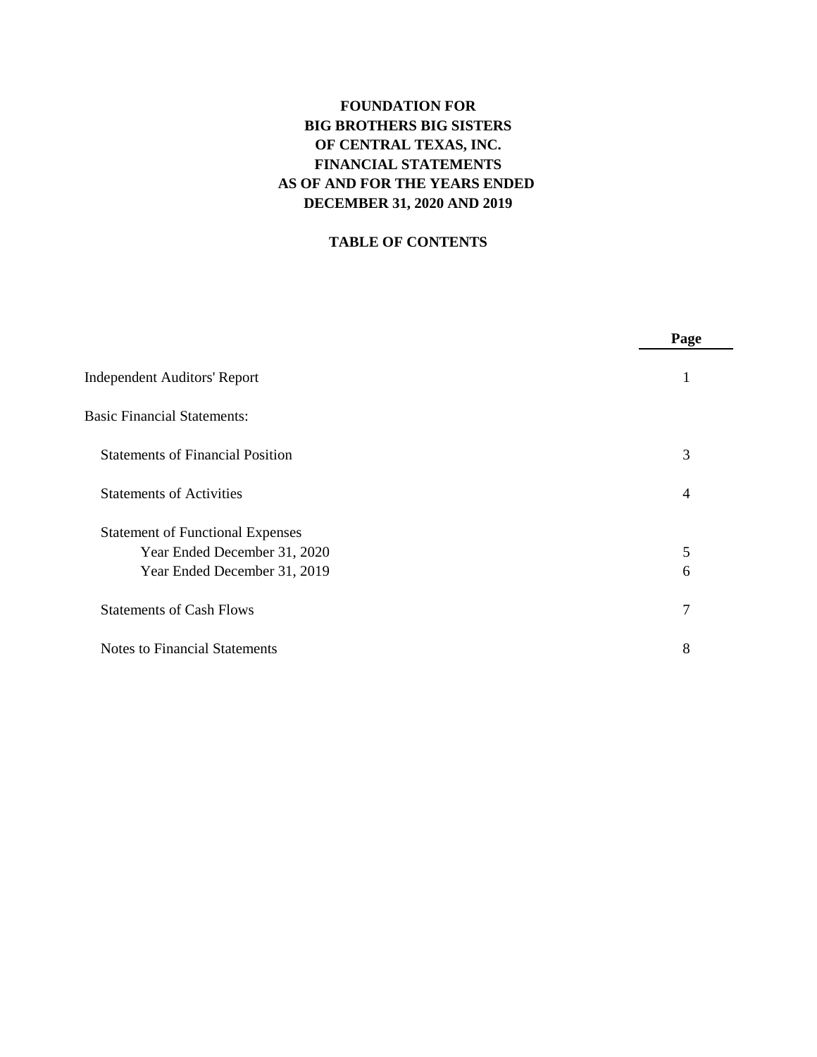**FOUNDATION FOR**
**BIG BROTHERS BIG SISTERS**
**OF CENTRAL TEXAS, INC.**
**FINANCIAL STATEMENTS**
**AS OF AND FOR THE YEARS ENDED**
**DECEMBER 31, 2020 AND 2019**

**TABLE OF CONTENTS**

| | Page |
|---|---|
| Independent Auditors' Report | 1 |
| Basic Financial Statements: | |
| Statements of Financial Position | 3 |
| Statements of Activities | 4 |
| Statement of Functional Expenses | |
| Year Ended December 31, 2020 | 5 |
| Year Ended December 31, 2019 | 6 |
| Statements of Cash Flows | 7 |
| Notes to Financial Statements | 8 |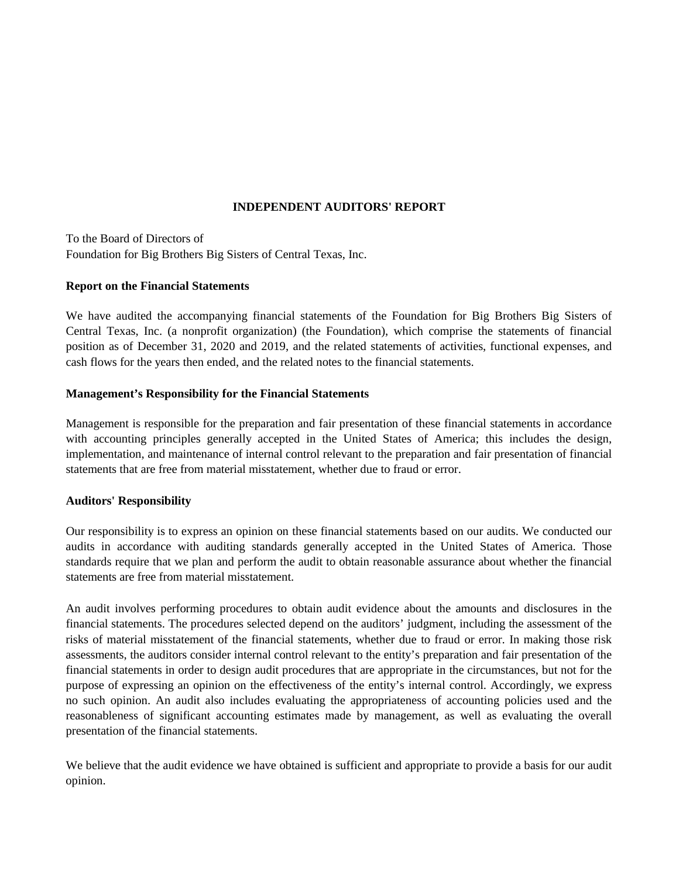## INDEPENDENT AUDITORS' REPORT

To the Board of Directors of
Foundation for Big Brothers Big Sisters of Central Texas, Inc.

### Report on the Financial Statements

We have audited the accompanying financial statements of the Foundation for Big Brothers Big Sisters of Central Texas, Inc. (a nonprofit organization) (the Foundation), which comprise the statements of financial position as of December 31, 2020 and 2019, and the related statements of activities, functional expenses, and cash flows for the years then ended, and the related notes to the financial statements.

### Management's Responsibility for the Financial Statements

Management is responsible for the preparation and fair presentation of these financial statements in accordance with accounting principles generally accepted in the United States of America; this includes the design, implementation, and maintenance of internal control relevant to the preparation and fair presentation of financial statements that are free from material misstatement, whether due to fraud or error.

### Auditors' Responsibility

Our responsibility is to express an opinion on these financial statements based on our audits. We conducted our audits in accordance with auditing standards generally accepted in the United States of America. Those standards require that we plan and perform the audit to obtain reasonable assurance about whether the financial statements are free from material misstatement.

An audit involves performing procedures to obtain audit evidence about the amounts and disclosures in the financial statements. The procedures selected depend on the auditors' judgment, including the assessment of the risks of material misstatement of the financial statements, whether due to fraud or error. In making those risk assessments, the auditors consider internal control relevant to the entity's preparation and fair presentation of the financial statements in order to design audit procedures that are appropriate in the circumstances, but not for the purpose of expressing an opinion on the effectiveness of the entity's internal control. Accordingly, we express no such opinion. An audit also includes evaluating the appropriateness of accounting policies used and the reasonableness of significant accounting estimates made by management, as well as evaluating the overall presentation of the financial statements.

We believe that the audit evidence we have obtained is sufficient and appropriate to provide a basis for our audit opinion.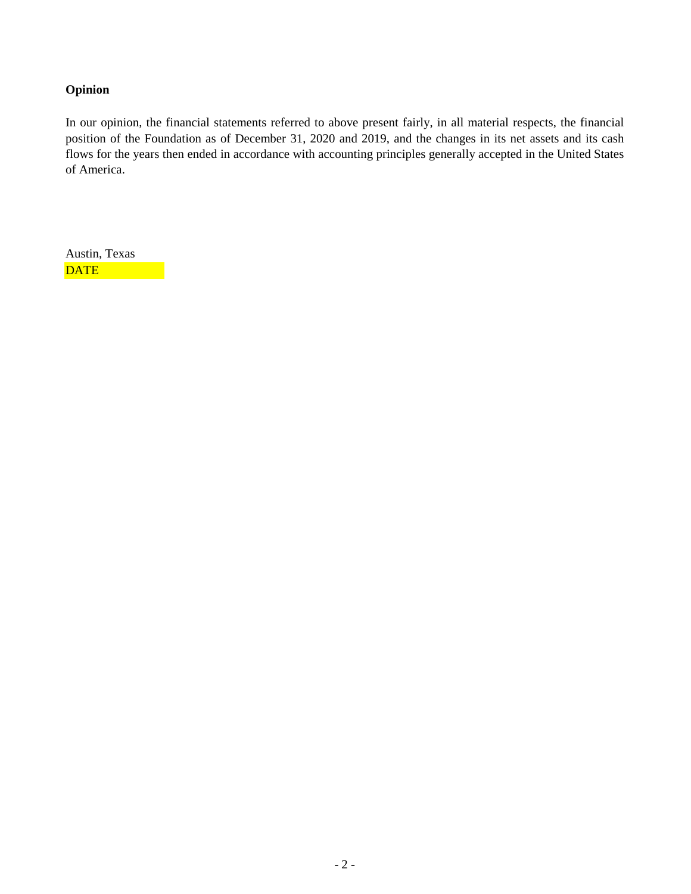**Opinion**

In our opinion, the financial statements referred to above present fairly, in all material respects, the financial position of the Foundation as of December 31, 2020 and 2019, and the changes in its net assets and its cash flows for the years then ended in accordance with accounting principles generally accepted in the United States of America.

Austin, Texas
DATE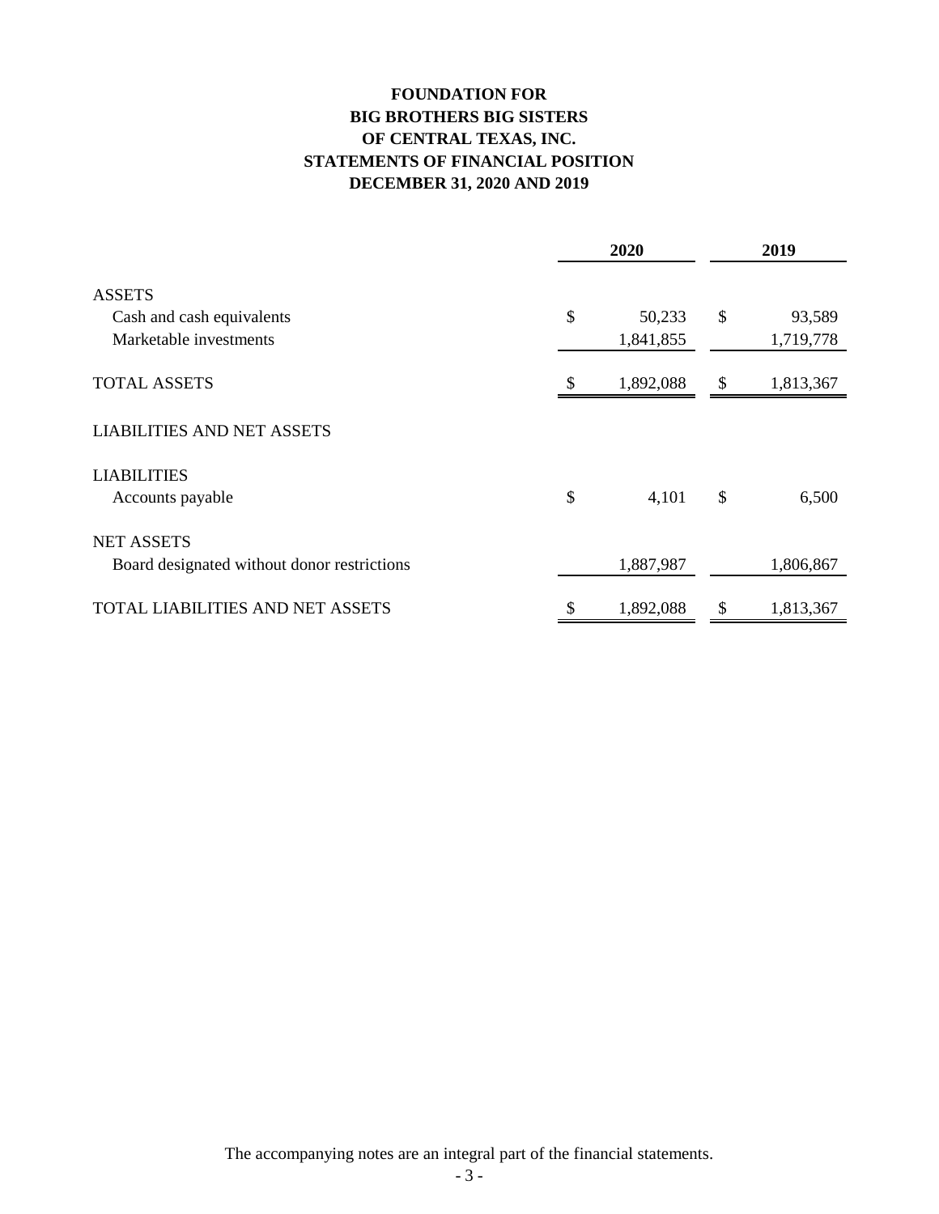# FOUNDATION FOR
# BIG BROTHERS BIG SISTERS
# OF CENTRAL TEXAS, INC.
## STATEMENTS OF FINANCIAL POSITION
## DECEMBER 31, 2020 AND 2019

| | 2020 | 2019 |
|---|---|---|
| **ASSETS** | | |
| Cash and cash equivalents | $ 50,233 | $ 93,589 |
| Marketable investments | 1,841,855 | 1,719,778 |
| **TOTAL ASSETS** | $ 1,892,088 | $ 1,813,367 |
| **LIABILITIES AND NET ASSETS** | | |
| **LIABILITIES** | | |
| Accounts payable | $ 4,101 | $ 6,500 |
| **NET ASSETS** | | |
| Board designated without donor restrictions | 1,887,987 | 1,806,867 |
| **TOTAL LIABILITIES AND NET ASSETS** | $ 1,892,088 | $ 1,813,367 |

The accompanying notes are an integral part of the financial statements.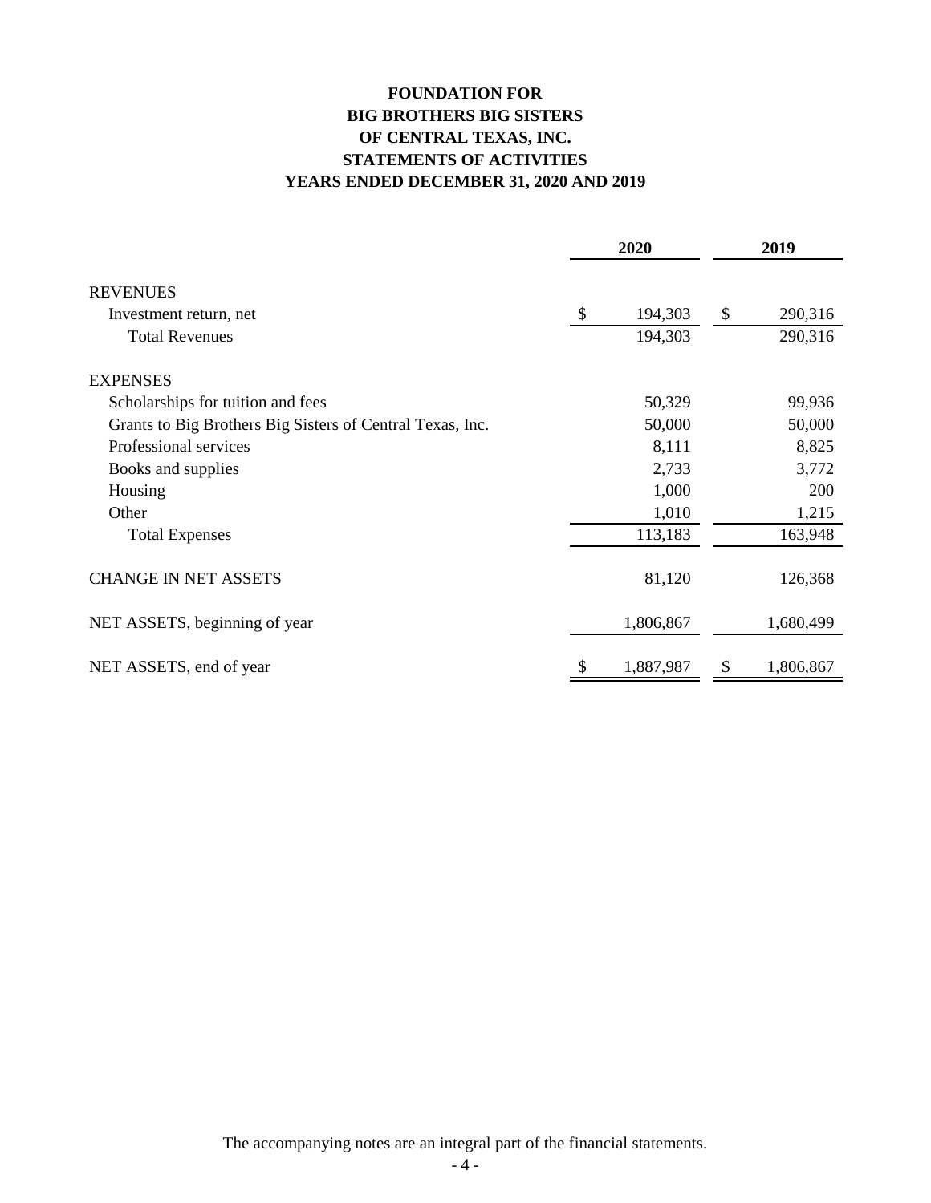# FOUNDATION FOR
# BIG BROTHERS BIG SISTERS
# OF CENTRAL TEXAS, INC.
## STATEMENTS OF ACTIVITIES
## YEARS ENDED DECEMBER 31, 2020 AND 2019

| | 2020 | 2019 |
|---|---|---|
| REVENUES | | |
| Investment return, net | $ 194,303 | $ 290,316 |
| Total Revenues | 194,303 | 290,316 |
| EXPENSES | | |
| Scholarships for tuition and fees | 50,329 | 99,936 |
| Grants to Big Brothers Big Sisters of Central Texas, Inc. | 50,000 | 50,000 |
| Professional services | 8,111 | 8,825 |
| Books and supplies | 2,733 | 3,772 |
| Housing | 1,000 | 200 |
| Other | 1,010 | 1,215 |
| Total Expenses | 113,183 | 163,948 |
| CHANGE IN NET ASSETS | 81,120 | 126,368 |
| NET ASSETS, beginning of year | 1,806,867 | 1,680,499 |
| NET ASSETS, end of year | $ 1,887,987 | $ 1,806,867 |

The accompanying notes are an integral part of the financial statements.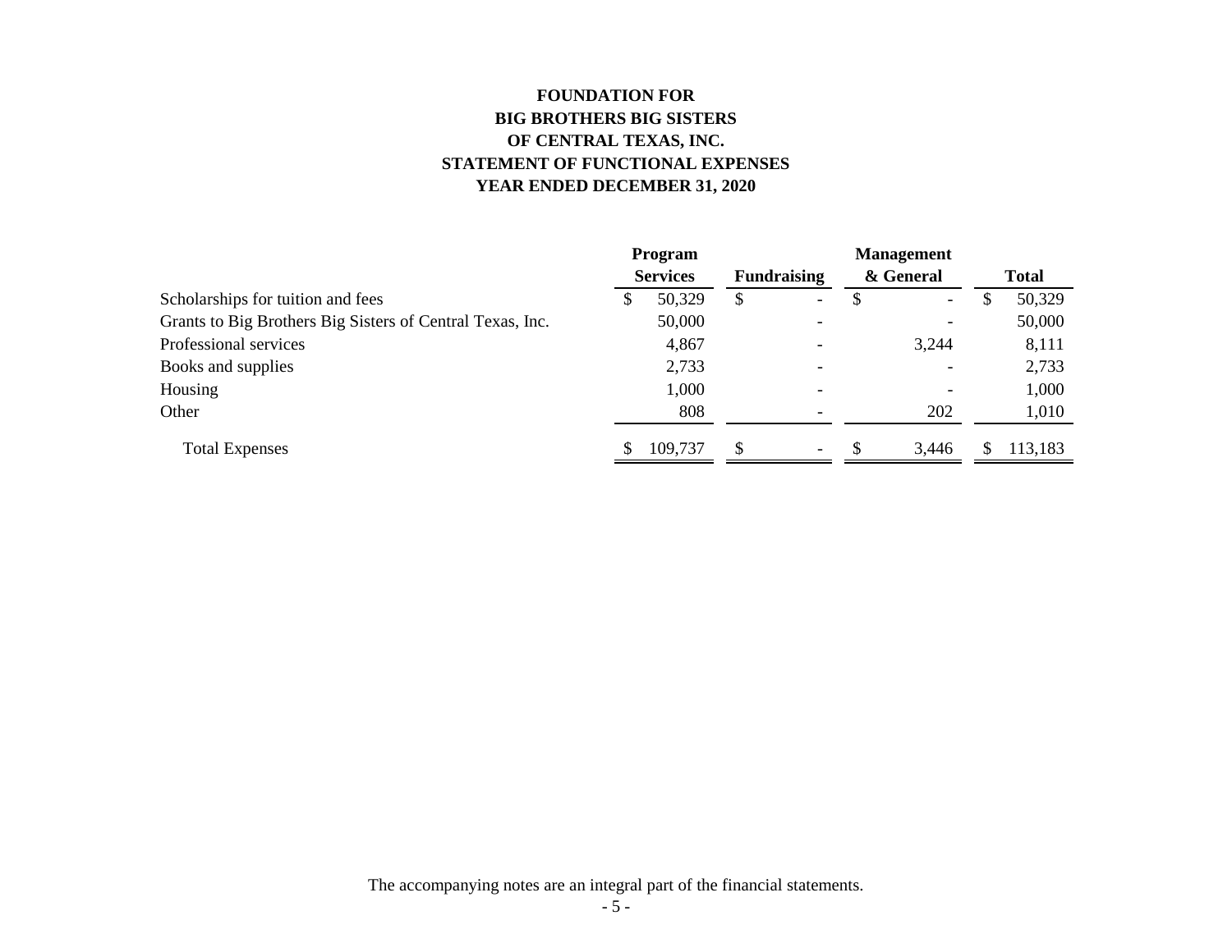**FOUNDATION FOR**
**BIG BROTHERS BIG SISTERS**
**OF CENTRAL TEXAS, INC.**
**STATEMENT OF FUNCTIONAL EXPENSES**
**YEAR ENDED DECEMBER 31, 2020**

| | Program Services | Fundraising | Management & General | Total |
|---|---|---|---|---|
| Scholarships for tuition and fees | $ 50,329 | $ - | $ - | $ 50,329 |
| Grants to Big Brothers Big Sisters of Central Texas, Inc. | 50,000 | - | - | 50,000 |
| Professional services | 4,867 | - | 3,244 | 8,111 |
| Books and supplies | 2,733 | - | - | 2,733 |
| Housing | 1,000 | - | - | 1,000 |
| Other | 808 | - | 202 | 1,010 |
| Total Expenses | $ 109,737 | $ - | $ 3,446 | $ 113,183 |

The accompanying notes are an integral part of the financial statements.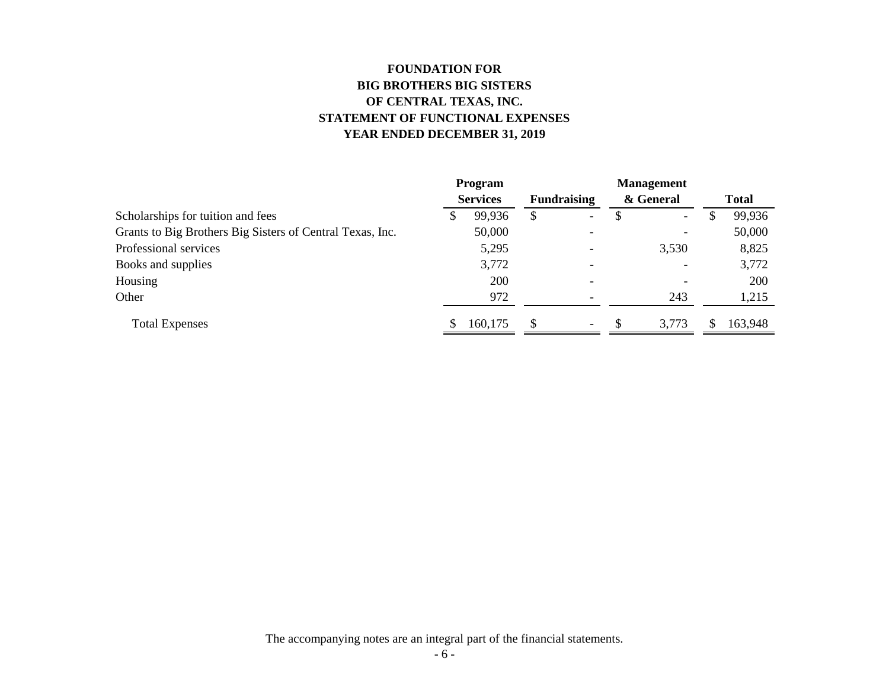# FOUNDATION FOR
# BIG BROTHERS BIG SISTERS
# OF CENTRAL TEXAS, INC.
## STATEMENT OF FUNCTIONAL EXPENSES
## YEAR ENDED DECEMBER 31, 2019

| | Program Services | Fundraising | Management & General | Total |
|---|---|---|---|---|
| Scholarships for tuition and fees | $ 99,936 | $ - | $ - | $ 99,936 |
| Grants to Big Brothers Big Sisters of Central Texas, Inc. | 50,000 | - | - | 50,000 |
| Professional services | 5,295 | - | 3,530 | 8,825 |
| Books and supplies | 3,772 | - | - | 3,772 |
| Housing | 200 | - | - | 200 |
| Other | 972 | - | 243 | 1,215 |
| Total Expenses | $ 160,175 | $ - | $ 3,773 | $ 163,948 |

The accompanying notes are an integral part of the financial statements.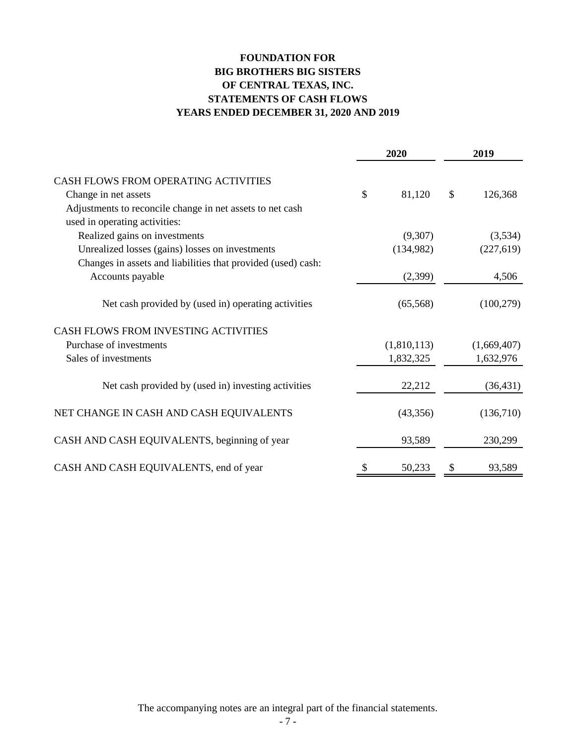# FOUNDATION FOR BIG BROTHERS BIG SISTERS OF CENTRAL TEXAS, INC.
## STATEMENTS OF CASH FLOWS
## YEARS ENDED DECEMBER 31, 2020 AND 2019

| | 2020 | 2019 |
|---|---|---|
| CASH FLOWS FROM OPERATING ACTIVITIES | | |
| Change in net assets | $ 81,120 | $ 126,368 |
| Adjustments to reconcile change in net assets to net cash used in operating activities: | | |
| Realized gains on investments | (9,307) | (3,534) |
| Unrealized losses (gains) losses on investments | (134,982) | (227,619) |
| Changes in assets and liabilities that provided (used) cash: | | |
| Accounts payable | (2,399) | 4,506 |
| Net cash provided by (used in) operating activities | (65,568) | (100,279) |
| CASH FLOWS FROM INVESTING ACTIVITIES | | |
| Purchase of investments | (1,810,113) | (1,669,407) |
| Sales of investments | 1,832,325 | 1,632,976 |
| Net cash provided by (used in) investing activities | 22,212 | (36,431) |
| NET CHANGE IN CASH AND CASH EQUIVALENTS | (43,356) | (136,710) |
| CASH AND CASH EQUIVALENTS, beginning of year | 93,589 | 230,299 |
| CASH AND CASH EQUIVALENTS, end of year | $ 50,233 | $ 93,589 |

The accompanying notes are an integral part of the financial statements.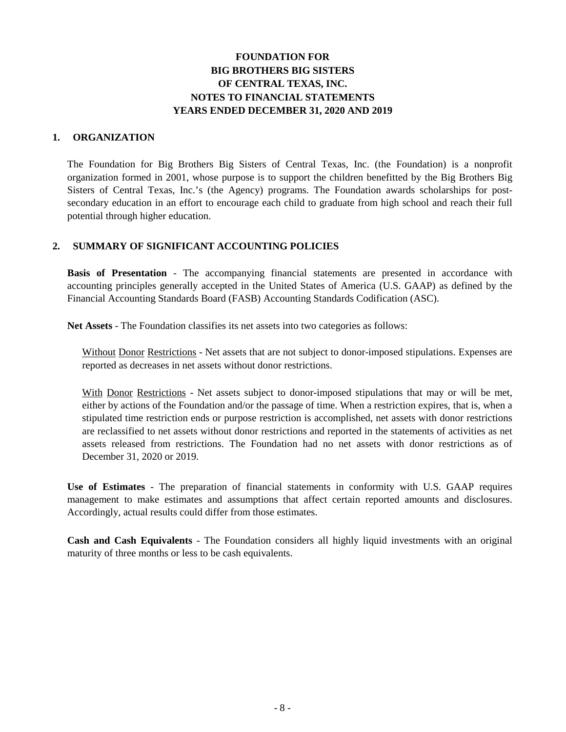# FOUNDATION FOR BIG BROTHERS BIG SISTERS OF CENTRAL TEXAS, INC.
## NOTES TO FINANCIAL STATEMENTS
## YEARS ENDED DECEMBER 31, 2020 AND 2019

### 1. ORGANIZATION

The Foundation for Big Brothers Big Sisters of Central Texas, Inc. (the Foundation) is a nonprofit organization formed in 2001, whose purpose is to support the children benefitted by the Big Brothers Big Sisters of Central Texas, Inc.'s (the Agency) programs. The Foundation awards scholarships for post-secondary education in an effort to encourage each child to graduate from high school and reach their full potential through higher education.

### 2. SUMMARY OF SIGNIFICANT ACCOUNTING POLICIES

**Basis of Presentation** - The accompanying financial statements are presented in accordance with accounting principles generally accepted in the United States of America (U.S. GAAP) as defined by the Financial Accounting Standards Board (FASB) Accounting Standards Codification (ASC).

**Net Assets** - The Foundation classifies its net assets into two categories as follows:

Without Donor Restrictions - Net assets that are not subject to donor-imposed stipulations. Expenses are reported as decreases in net assets without donor restrictions.

With Donor Restrictions - Net assets subject to donor-imposed stipulations that may or will be met, either by actions of the Foundation and/or the passage of time. When a restriction expires, that is, when a stipulated time restriction ends or purpose restriction is accomplished, net assets with donor restrictions are reclassified to net assets without donor restrictions and reported in the statements of activities as net assets released from restrictions. The Foundation had no net assets with donor restrictions as of December 31, 2020 or 2019.

**Use of Estimates** - The preparation of financial statements in conformity with U.S. GAAP requires management to make estimates and assumptions that affect certain reported amounts and disclosures. Accordingly, actual results could differ from those estimates.

**Cash and Cash Equivalents** - The Foundation considers all highly liquid investments with an original maturity of three months or less to be cash equivalents.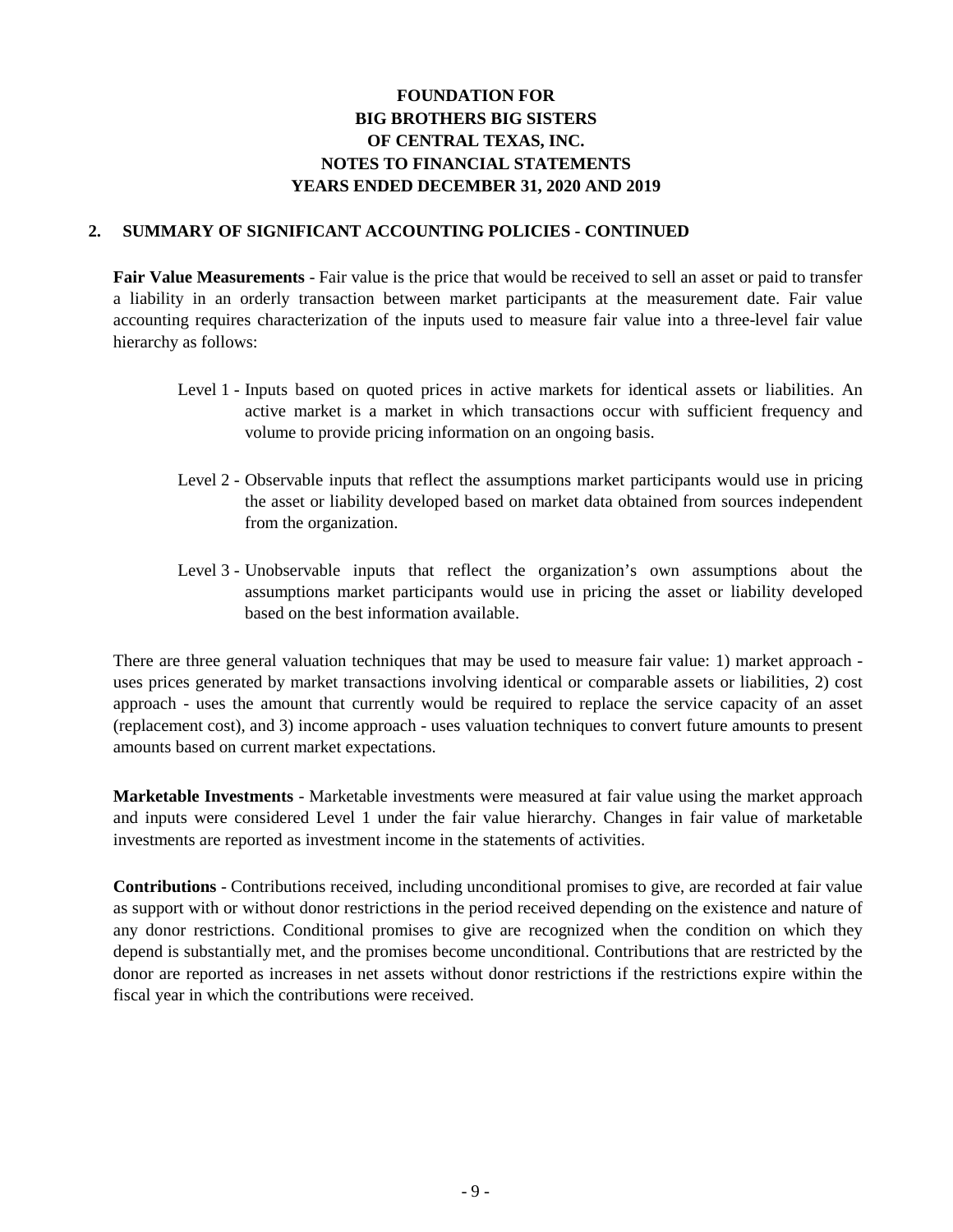# FOUNDATION FOR BIG BROTHERS BIG SISTERS OF CENTRAL TEXAS, INC.
## NOTES TO FINANCIAL STATEMENTS
## YEARS ENDED DECEMBER 31, 2020 AND 2019

## 2. SUMMARY OF SIGNIFICANT ACCOUNTING POLICIES - CONTINUED

**Fair Value Measurements** - Fair value is the price that would be received to sell an asset or paid to transfer a liability in an orderly transaction between market participants at the measurement date. Fair value accounting requires characterization of the inputs used to measure fair value into a three-level fair value hierarchy as follows:

Level 1 - Inputs based on quoted prices in active markets for identical assets or liabilities. An active market is a market in which transactions occur with sufficient frequency and volume to provide pricing information on an ongoing basis.

Level 2 - Observable inputs that reflect the assumptions market participants would use in pricing the asset or liability developed based on market data obtained from sources independent from the organization.

Level 3 - Unobservable inputs that reflect the organization's own assumptions about the assumptions market participants would use in pricing the asset or liability developed based on the best information available.

There are three general valuation techniques that may be used to measure fair value: 1) market approach - uses prices generated by market transactions involving identical or comparable assets or liabilities, 2) cost approach - uses the amount that currently would be required to replace the service capacity of an asset (replacement cost), and 3) income approach - uses valuation techniques to convert future amounts to present amounts based on current market expectations.

**Marketable Investments** - Marketable investments were measured at fair value using the market approach and inputs were considered Level 1 under the fair value hierarchy. Changes in fair value of marketable investments are reported as investment income in the statements of activities.

**Contributions** - Contributions received, including unconditional promises to give, are recorded at fair value as support with or without donor restrictions in the period received depending on the existence and nature of any donor restrictions. Conditional promises to give are recognized when the condition on which they depend is substantially met, and the promises become unconditional. Contributions that are restricted by the donor are reported as increases in net assets without donor restrictions if the restrictions expire within the fiscal year in which the contributions were received.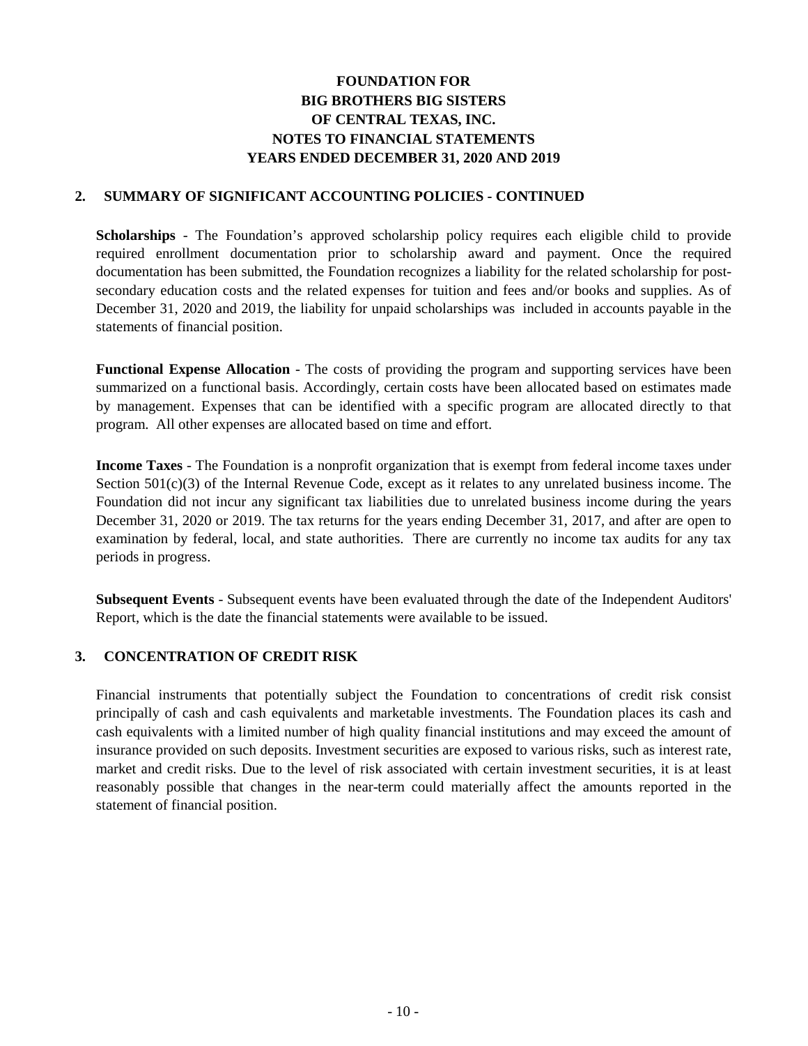# FOUNDATION FOR
# BIG BROTHERS BIG SISTERS
# OF CENTRAL TEXAS, INC.
# NOTES TO FINANCIAL STATEMENTS
# YEARS ENDED DECEMBER 31, 2020 AND 2019

## 2. SUMMARY OF SIGNIFICANT ACCOUNTING POLICIES - CONTINUED

**Scholarships** - The Foundation's approved scholarship policy requires each eligible child to provide required enrollment documentation prior to scholarship award and payment. Once the required documentation has been submitted, the Foundation recognizes a liability for the related scholarship for post-secondary education costs and the related expenses for tuition and fees and/or books and supplies. As of December 31, 2020 and 2019, the liability for unpaid scholarships was included in accounts payable in the statements of financial position.

**Functional Expense Allocation** - The costs of providing the program and supporting services have been summarized on a functional basis. Accordingly, certain costs have been allocated based on estimates made by management. Expenses that can be identified with a specific program are allocated directly to that program. All other expenses are allocated based on time and effort.

**Income Taxes** - The Foundation is a nonprofit organization that is exempt from federal income taxes under Section 501(c)(3) of the Internal Revenue Code, except as it relates to any unrelated business income. The Foundation did not incur any significant tax liabilities due to unrelated business income during the years December 31, 2020 or 2019. The tax returns for the years ending December 31, 2017, and after are open to examination by federal, local, and state authorities. There are currently no income tax audits for any tax periods in progress.

**Subsequent Events** - Subsequent events have been evaluated through the date of the Independent Auditors' Report, which is the date the financial statements were available to be issued.

## 3. CONCENTRATION OF CREDIT RISK

Financial instruments that potentially subject the Foundation to concentrations of credit risk consist principally of cash and cash equivalents and marketable investments. The Foundation places its cash and cash equivalents with a limited number of high quality financial institutions and may exceed the amount of insurance provided on such deposits. Investment securities are exposed to various risks, such as interest rate, market and credit risks. Due to the level of risk associated with certain investment securities, it is at least reasonably possible that changes in the near-term could materially affect the amounts reported in the statement of financial position.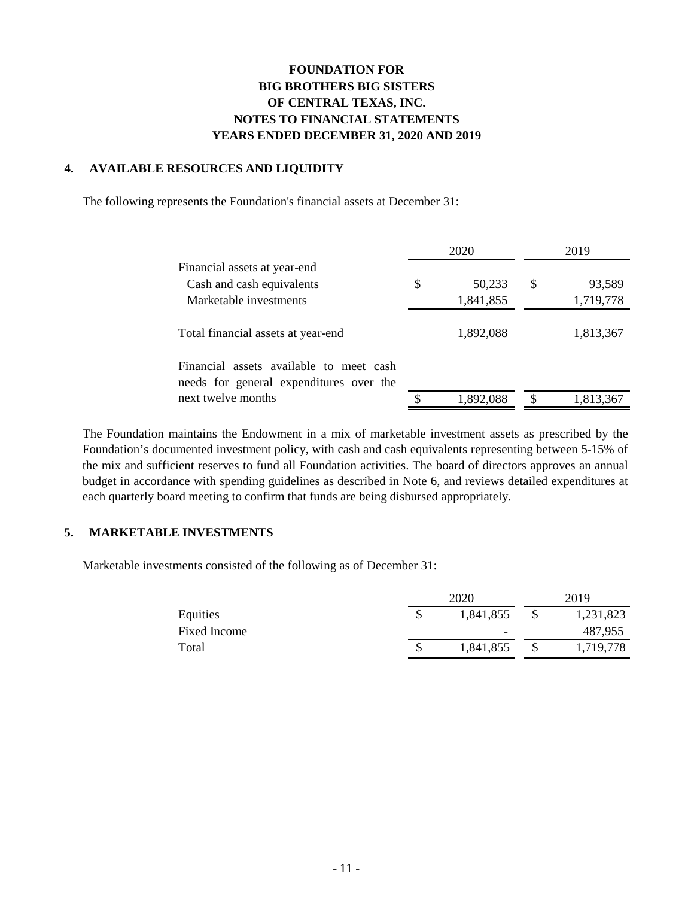# FOUNDATION FOR BIG BROTHERS BIG SISTERS OF CENTRAL TEXAS, INC.
## NOTES TO FINANCIAL STATEMENTS
## YEARS ENDED DECEMBER 31, 2020 AND 2019

### 4. AVAILABLE RESOURCES AND LIQUIDITY

The following represents the Foundation's financial assets at December 31:

| | 2020 | 2019 |
|---|---|---|
| Financial assets at year-end | | |
| Cash and cash equivalents | $ 50,233 | $ 93,589 |
| Marketable investments | 1,841,855 | 1,719,778 |
| Total financial assets at year-end | 1,892,088 | 1,813,367 |
| Financial assets available to meet cash needs for general expenditures over the next twelve months | $ 1,892,088 | $ 1,813,367 |

The Foundation maintains the Endowment in a mix of marketable investment assets as prescribed by the Foundation's documented investment policy, with cash and cash equivalents representing between 5-15% of the mix and sufficient reserves to fund all Foundation activities. The board of directors approves an annual budget in accordance with spending guidelines as described in Note 6, and reviews detailed expenditures at each quarterly board meeting to confirm that funds are being disbursed appropriately.

### 5. MARKETABLE INVESTMENTS

Marketable investments consisted of the following as of December 31:

| | 2020 | 2019 |
|---|---|---|
| Equities | $ 1,841,855 | $ 1,231,823 |
| Fixed Income | - | 487,955 |
| Total | $ 1,841,855 | $ 1,719,778 |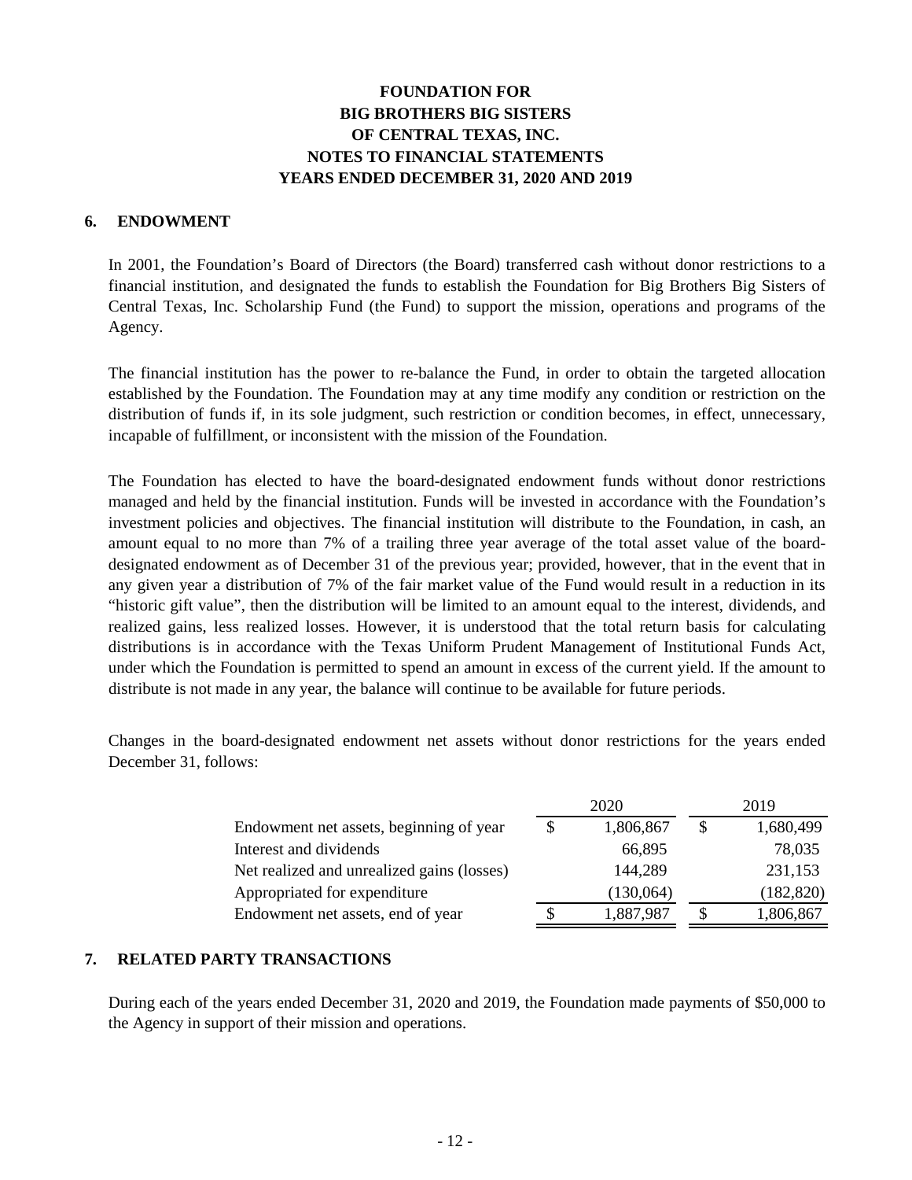# FOUNDATION FOR BIG BROTHERS BIG SISTERS OF CENTRAL TEXAS, INC.
## NOTES TO FINANCIAL STATEMENTS
## YEARS ENDED DECEMBER 31, 2020 AND 2019

### 6. ENDOWMENT

In 2001, the Foundation's Board of Directors (the Board) transferred cash without donor restrictions to a financial institution, and designated the funds to establish the Foundation for Big Brothers Big Sisters of Central Texas, Inc. Scholarship Fund (the Fund) to support the mission, operations and programs of the Agency.

The financial institution has the power to re-balance the Fund, in order to obtain the targeted allocation established by the Foundation. The Foundation may at any time modify any condition or restriction on the distribution of funds if, in its sole judgment, such restriction or condition becomes, in effect, unnecessary, incapable of fulfillment, or inconsistent with the mission of the Foundation.

The Foundation has elected to have the board-designated endowment funds without donor restrictions managed and held by the financial institution. Funds will be invested in accordance with the Foundation's investment policies and objectives. The financial institution will distribute to the Foundation, in cash, an amount equal to no more than 7% of a trailing three year average of the total asset value of the board-designated endowment as of December 31 of the previous year; provided, however, that in the event that in any given year a distribution of 7% of the fair market value of the Fund would result in a reduction in its "historic gift value", then the distribution will be limited to an amount equal to the interest, dividends, and realized gains, less realized losses. However, it is understood that the total return basis for calculating distributions is in accordance with the Texas Uniform Prudent Management of Institutional Funds Act, under which the Foundation is permitted to spend an amount in excess of the current yield. If the amount to distribute is not made in any year, the balance will continue to be available for future periods.

Changes in the board-designated endowment net assets without donor restrictions for the years ended December 31, follows:

| | 2020 | 2019 |
|---|---|---|
| Endowment net assets, beginning of year | $ 1,806,867 | $ 1,680,499 |
| Interest and dividends | 66,895 | 78,035 |
| Net realized and unrealized gains (losses) | 144,289 | 231,153 |
| Appropriated for expenditure | (130,064) | (182,820) |
| Endowment net assets, end of year | $ 1,887,987 | $ 1,806,867 |

### 7. RELATED PARTY TRANSACTIONS

During each of the years ended December 31, 2020 and 2019, the Foundation made payments of $50,000 to the Agency in support of their mission and operations.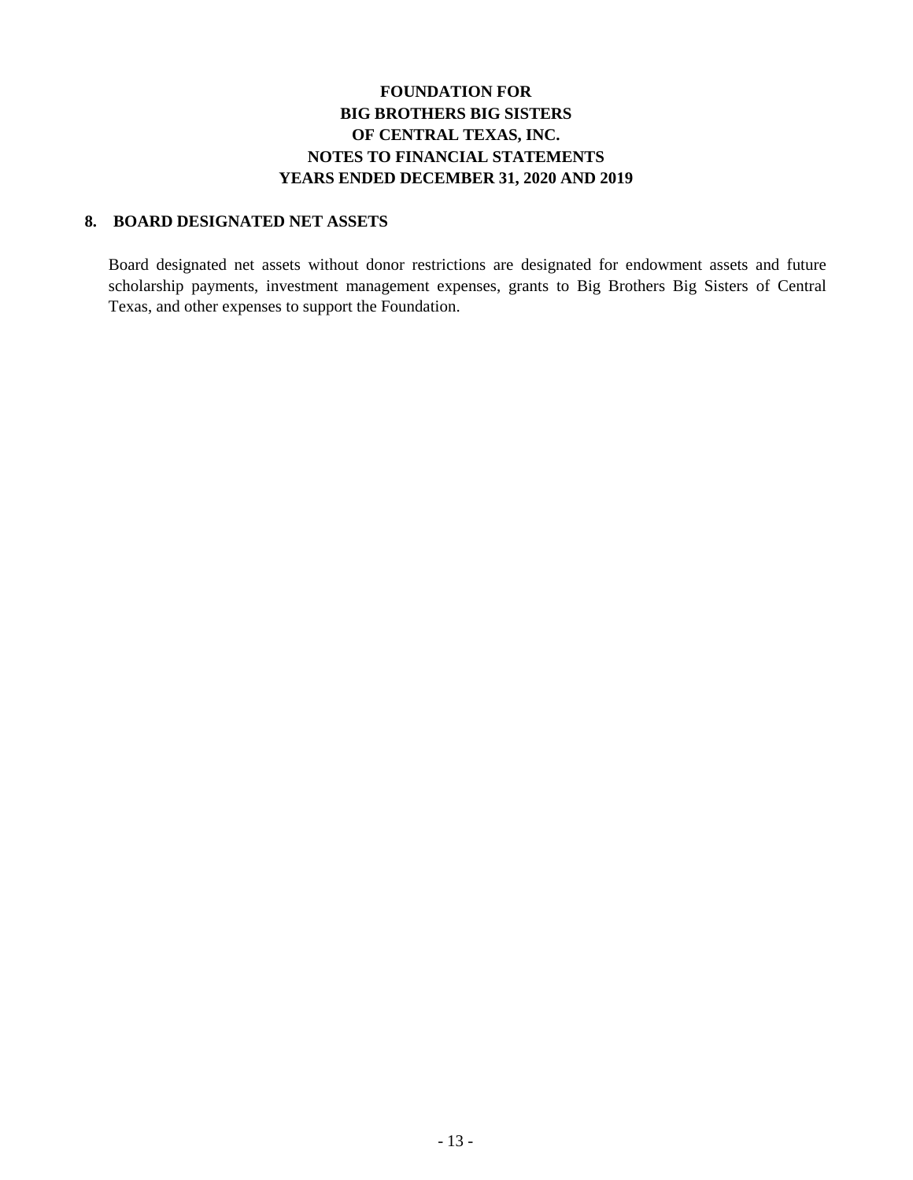# FOUNDATION FOR BIG BROTHERS BIG SISTERS OF CENTRAL TEXAS, INC.
## NOTES TO FINANCIAL STATEMENTS
## YEARS ENDED DECEMBER 31, 2020 AND 2019

### 8. BOARD DESIGNATED NET ASSETS

Board designated net assets without donor restrictions are designated for endowment assets and future scholarship payments, investment management expenses, grants to Big Brothers Big Sisters of Central Texas, and other expenses to support the Foundation.